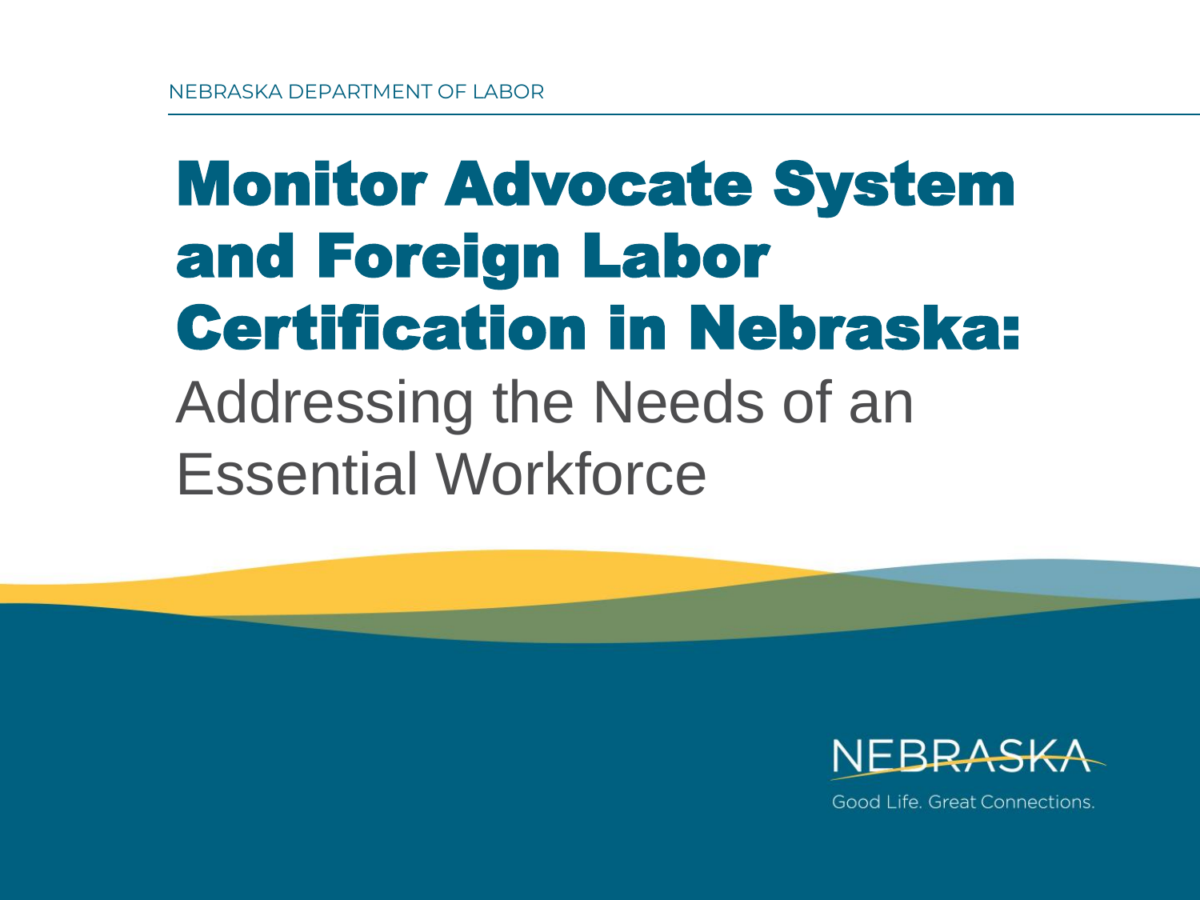NEBRASKA DEPARTMENT OF LABOR

# Monitor Advocate System and Foreign Labor Certification in Nebraska:

Addressing the Needs of an Essential Workforce

NEBRASKA

Good Life. Great Connections.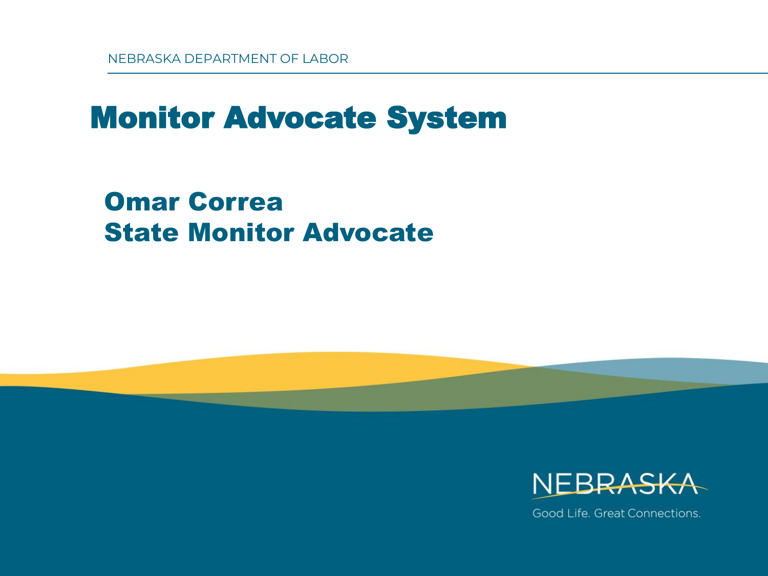NEBRASKA DEPARTMENT OF LABOR

# Monitor Advocate System

## Omar Correa
## State Monitor Advocate

NEBRASKA

Good Life. Great Connections.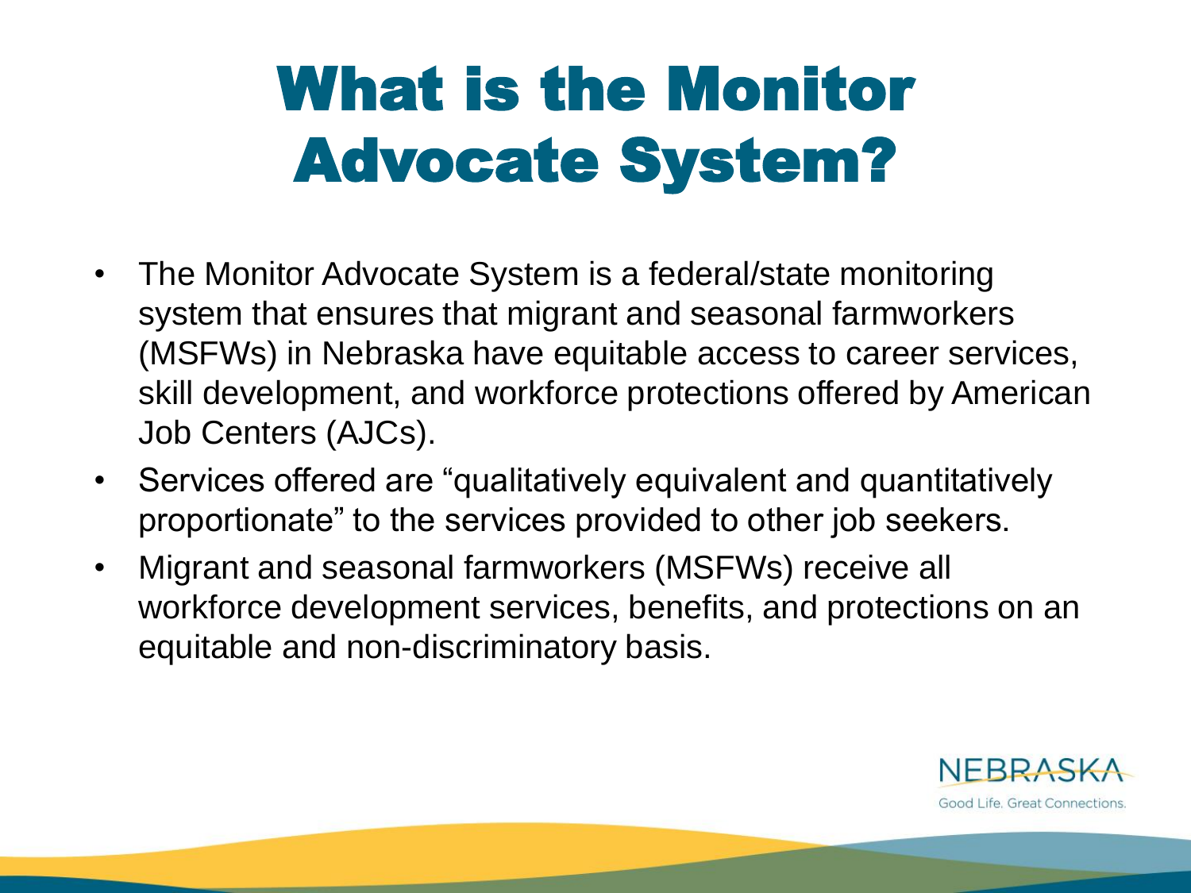# What is the Monitor Advocate System?

- The Monitor Advocate System is a federal/state monitoring system that ensures that migrant and seasonal farmworkers (MSFWs) in Nebraska have equitable access to career services, skill development, and workforce protections offered by American Job Centers (AJCs).
- Services offered are "qualitatively equivalent and quantitatively proportionate" to the services provided to other job seekers.
- Migrant and seasonal farmworkers (MSFWs) receive all workforce development services, benefits, and protections on an equitable and non-discriminatory basis.

NEBRASKA
Good Life. Great Connections.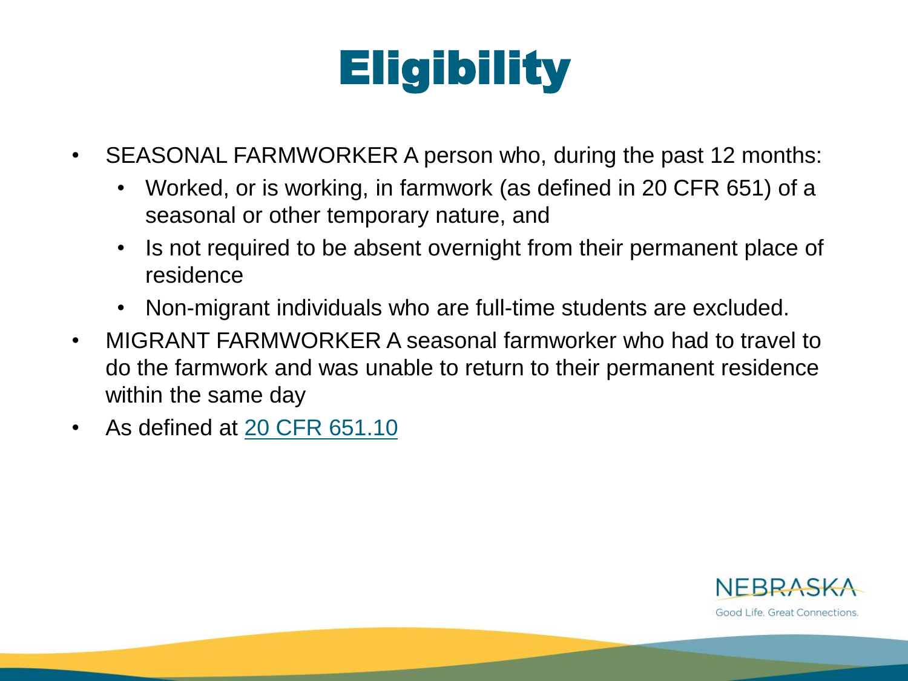# Eligibility

- SEASONAL FARMWORKER A person who, during the past 12 months:
  - Worked, or is working, in farmwork (as defined in 20 CFR 651) of a seasonal or other temporary nature, and
  - Is not required to be absent overnight from their permanent place of residence
  - Non-migrant individuals who are full-time students are excluded.
- MIGRANT FARMWORKER A seasonal farmworker who had to travel to do the farmwork and was unable to return to their permanent residence within the same day
- As defined at 20 CFR 651.10

NEBRASKA
Good Life. Great Connections.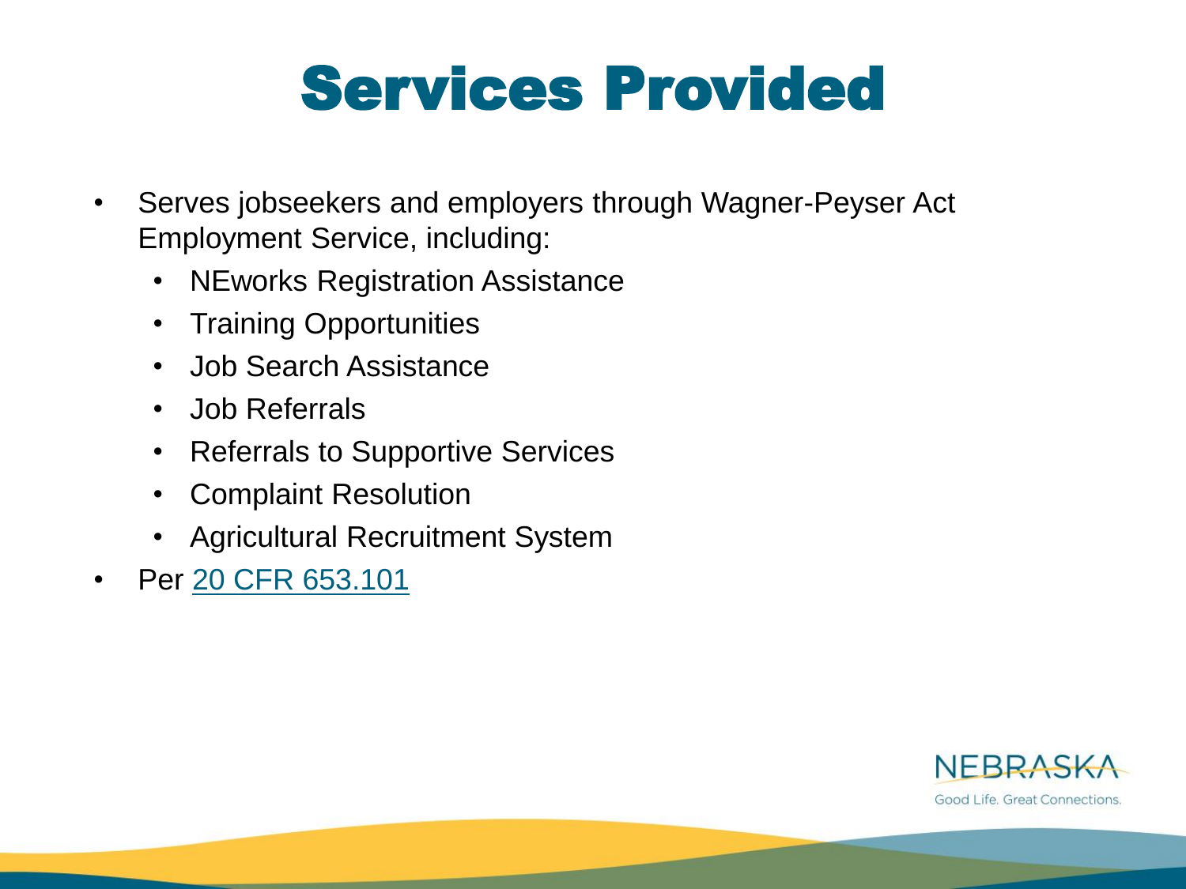# Services Provided

- Serves jobseekers and employers through Wagner-Peyser Act Employment Service, including:
  - NEworks Registration Assistance
  - Training Opportunities
  - Job Search Assistance
  - Job Referrals
  - Referrals to Supportive Services
  - Complaint Resolution
  - Agricultural Recruitment System
- Per [20 CFR 653.101]

NEBRASKA
Good Life. Great Connections.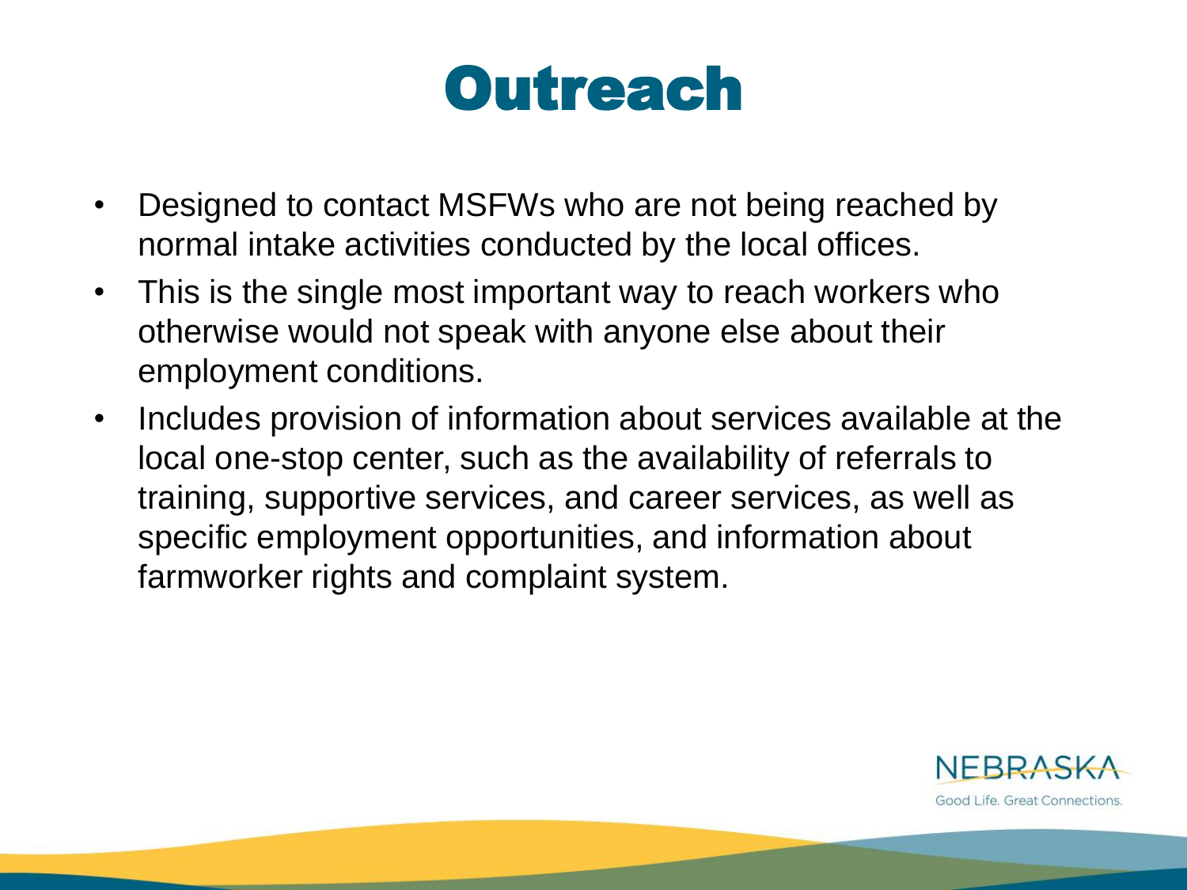# Outreach

- Designed to contact MSFWs who are not being reached by normal intake activities conducted by the local offices.
- This is the single most important way to reach workers who otherwise would not speak with anyone else about their employment conditions.
- Includes provision of information about services available at the local one-stop center, such as the availability of referrals to training, supportive services, and career services, as well as specific employment opportunities, and information about farmworker rights and complaint system.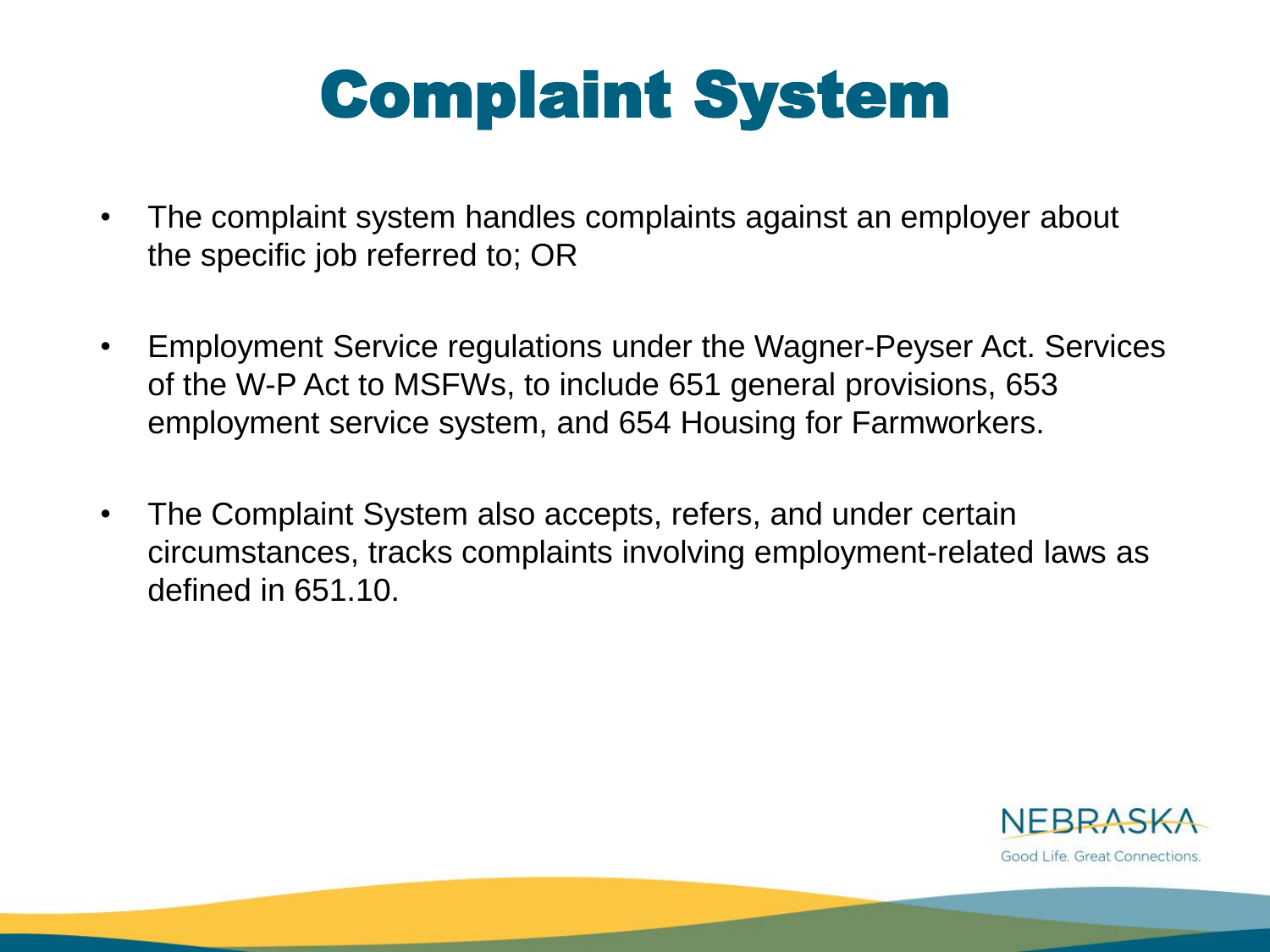# Complaint System

- The complaint system handles complaints against an employer about the specific job referred to; OR
- Employment Service regulations under the Wagner-Peyser Act. Services of the W-P Act to MSFWs, to include 651 general provisions, 653 employment service system, and 654 Housing for Farmworkers.
- The Complaint System also accepts, refers, and under certain circumstances, tracks complaints involving employment-related laws as defined in 651.10.

NEBRASKA
Good Life. Great Connections.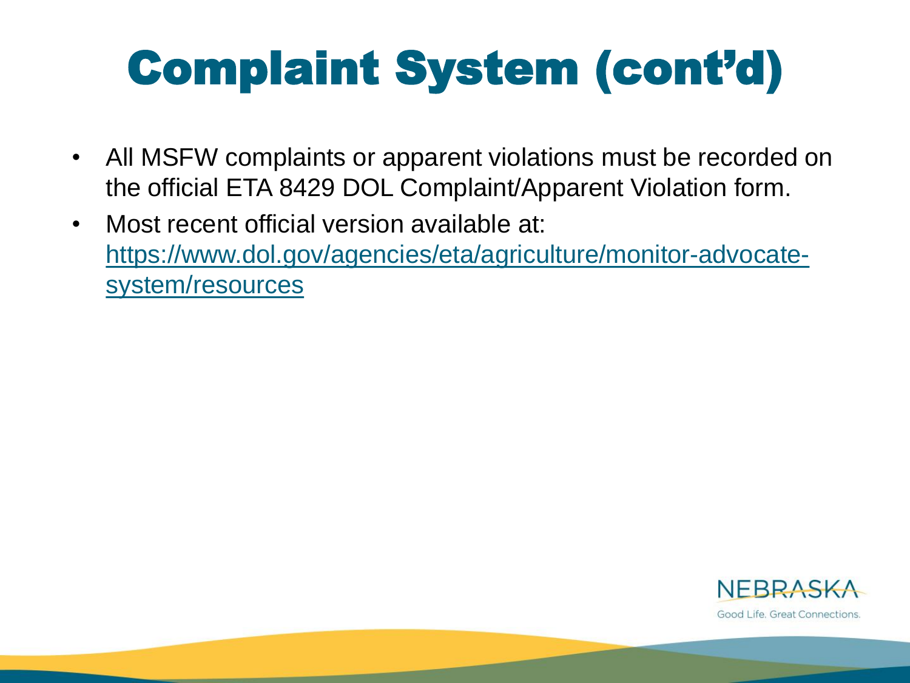# Complaint System (cont'd)

- All MSFW complaints or apparent violations must be recorded on the official ETA 8429 DOL Complaint/Apparent Violation form.
- Most recent official version available at: [https://www.dol.gov/agencies/eta/agriculture/monitor-advocate-system/resources](https://www.dol.gov/agencies/eta/agriculture/monitor-advocate-system/resources)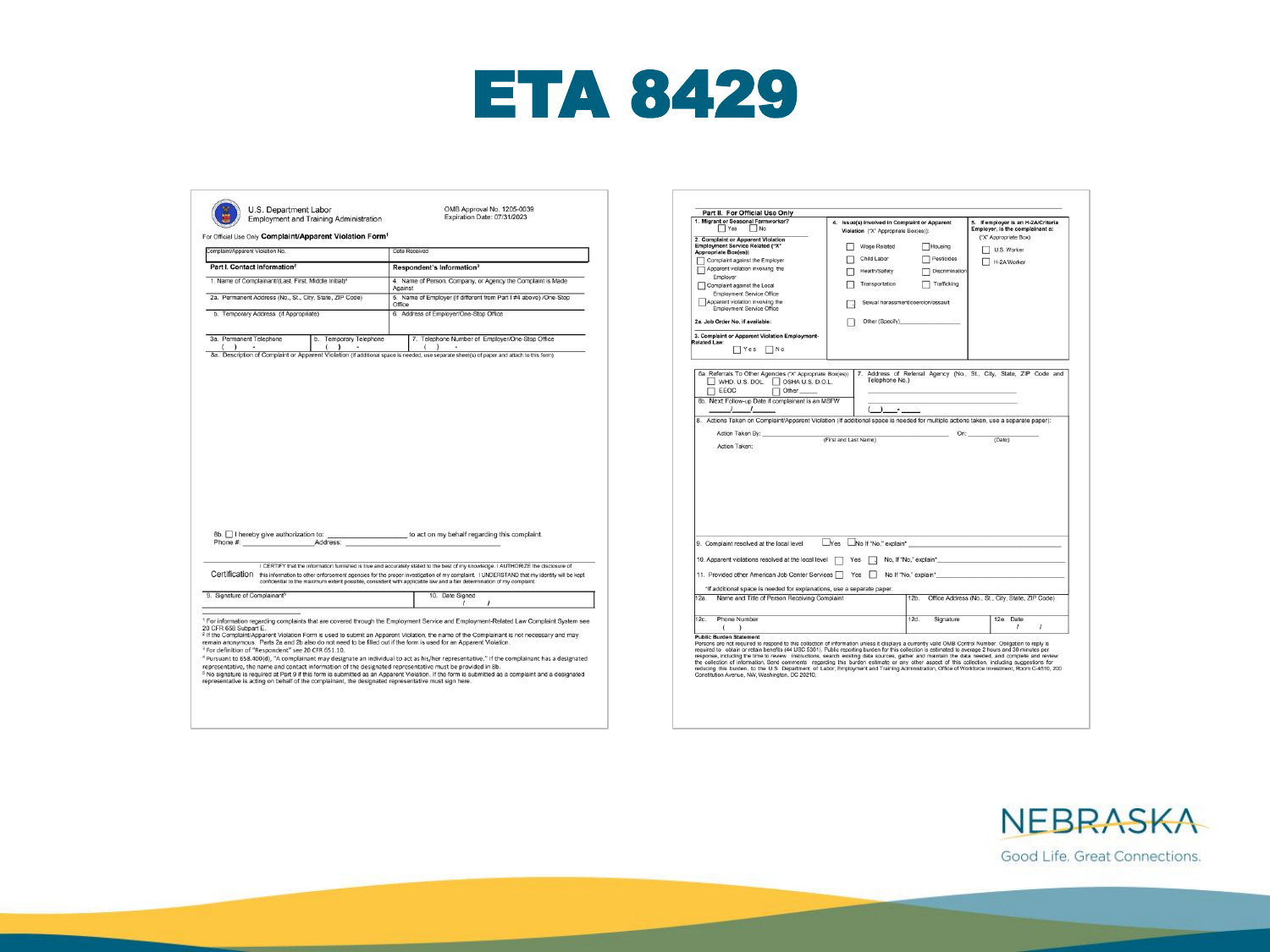# ETA 8429

U.S. Department Labor
Employment and Training Administration

OMB Approval No. 1205-0039
Expiration Date: 07/31/2023

For Official Use Only **Complaint/Apparent Violation Form**[1]

| Complaint/Apparent Violation No. | Date Received |
|---|---|
| **Part I. Contact Information**[2] | **Respondent's Information**[3] |
| 1. Name of Complainant/(Last, First, Middle Initial)[4] | 4. Name of Person, Company, or Agency the Complaint is Made Against |
| 2a. Permanent Address (No., St., City, State, ZIP Code) | 5. Name of Employer (if different from Part I #4 above) /One-Stop Office |
| b. Temporary Address (If Appropriate) | 6. Address of Employer/One-Stop Office |
| 3a. Permanent Telephone ( ) - / b. Temporary Telephone ( ) - | 7. Telephone Number of Employer/One-Stop Office ( ) - |

8a. Description of Complaint or Apparent Violation (If additional space is needed, use separate sheet(s) of paper and attach to this form)

8b. ☐ I hereby give authorization to: ____________ to act on my behalf regarding this complaint.
Phone #: ____________ Address: ____________

Certification: I CERTIFY that the information furnished is true and accurately stated to the best of my knowledge. I AUTHORIZE the disclosure of this information to other enforcement agencies for the proper investigation of my complaint. I UNDERSTAND that my identity will be kept confidential to the maximum extent possible, consistent with applicable law and a fair determination of my complaint.

| 9. Signature of Complainant[5] | 10. Date Signed / / |
|---|---|

[1] For information regarding complaints that are covered through the Employment Service and Employment-Related Law Complaint System see 20 CFR 658 Subpart E.
[2] If the Complaint/Apparent Violation Form is used to submit an Apparent Violation, the name of the Complainant is not necessary and may remain anonymous. Parts 2a and 2b also do not need to be filled out if the form is used for an Apparent Violation.
[3] For definition of "Respondent" see 20 CFR 651.10.
[4] Pursuant to 658.400(d), "A complainant may designate an individual to act as his/her representative." If the complainant has a designated representative, the name and contact information of the designated representative must be provided in 8b.
[5] No signature is required at Part 9 if this form is submitted as an Apparent Violation. If the form is submitted as a complaint and a designated representative is acting on behalf of the complainant, the designated representative must sign here.

**Part II. For Official Use Only**

1. Migrant or Seasonal Farmworker? ☐ Yes ☐ No

2. Complaint or Apparent Violation Employment Service Related ("X" Appropriate Box(es)):
- ☐ Complaint against the Employer
- ☐ Apparent violation involving the Employer
- ☐ Complaint against the Local Employment Service Office
- ☐ Apparent violation involving the Employment Service Office

2a. Job Order No. if available:

3. Complaint or Apparent Violation Employment-Related Law: ☐ Yes ☐ No

4. Issue(s) Involved in Complaint or Apparent Violation ("X" Appropriate Box(es)):
- ☐ Wage Related ☐ Housing
- ☐ Child Labor ☐ Pesticides
- ☐ Health/Safety ☐ Discrimination
- ☐ Transportation ☐ Trafficking
- ☐ Sexual harassment/coercion/assault
- ☐ Other (Specify)____

5. If employer is an H-2A/Criteria Employer, is the complainant a: ("X" Appropriate Box)
- ☐ U.S. Worker
- ☐ H-2A Worker

6a. Referrals To Other Agencies ("X" Appropriate Box(es)): ☐ WHD U.S. DOL ☐ OSHA U.S. D.O.L. ☐ EEOC ☐ Other ____

6b. Next Follow-up Date if complainant is an MSFW ___/___/___

7. Address of Referral Agency (No., St., City, State, ZIP Code and Telephone No.) (___) - ____

8. Actions Taken on Complaint/Apparent Violation (If additional space is needed for multiple actions taken, use a separate paper):

Action Taken By: ____________ (First and Last Name) On: ________ (Date)

Action Taken:

9. Complaint resolved at the local level ☐ Yes ☐ No If "No," explain* ____

10. Apparent violations resolved at the local level ☐ Yes ☐ No, If "No," explain* ____

11. Provided other American Job Center Services ☐ Yes ☐ No If "No," explain* ____

*If additional space is needed for explanations, use a separate paper.

| 12a. Name and Title of Person Receiving Complaint | 12b. Office Address (No., St., City, State, ZIP Code) | |
|---|---|---|
| 12c. Phone Number ( ) | 12d. Signature | 12e. Date / / |

**Public Burden Statement**
Persons are not required to respond to this collection of information unless it displays a currently valid OMB Control Number. Obligation to reply is required to obtain or retain benefits (44 USC 5301). Public reporting burden for this collection is estimated to average 2 hours and 30 minutes per response, including the time to review instructions, search existing data sources, gather and maintain the data needed, and complete and review the collection of information. Send comments regarding this burden estimate or any other aspect of this collection, including suggestions for reducing this burden, to the U.S. Department of Labor, Employment and Training Administration, Office of Workforce Investment, Room C-4510, 200 Constitution Avenue, NW, Washington, DC 20210.

NEBRASKA
Good Life. Great Connections.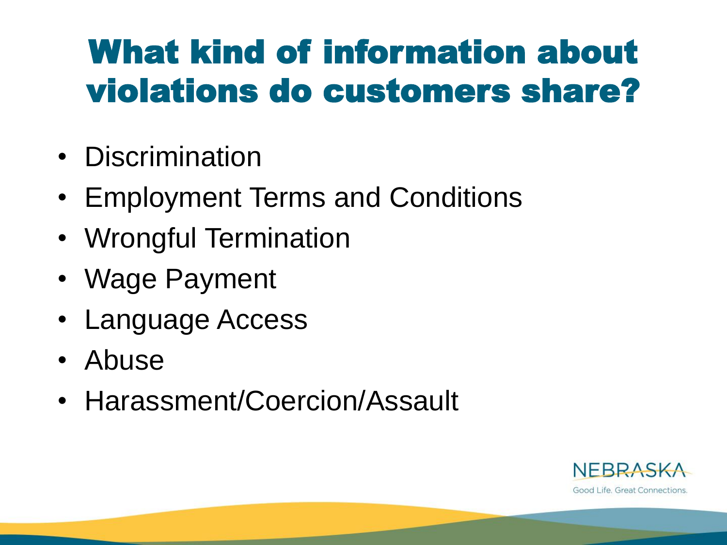# What kind of information about violations do customers share?

- Discrimination
- Employment Terms and Conditions
- Wrongful Termination
- Wage Payment
- Language Access
- Abuse
- Harassment/Coercion/Assault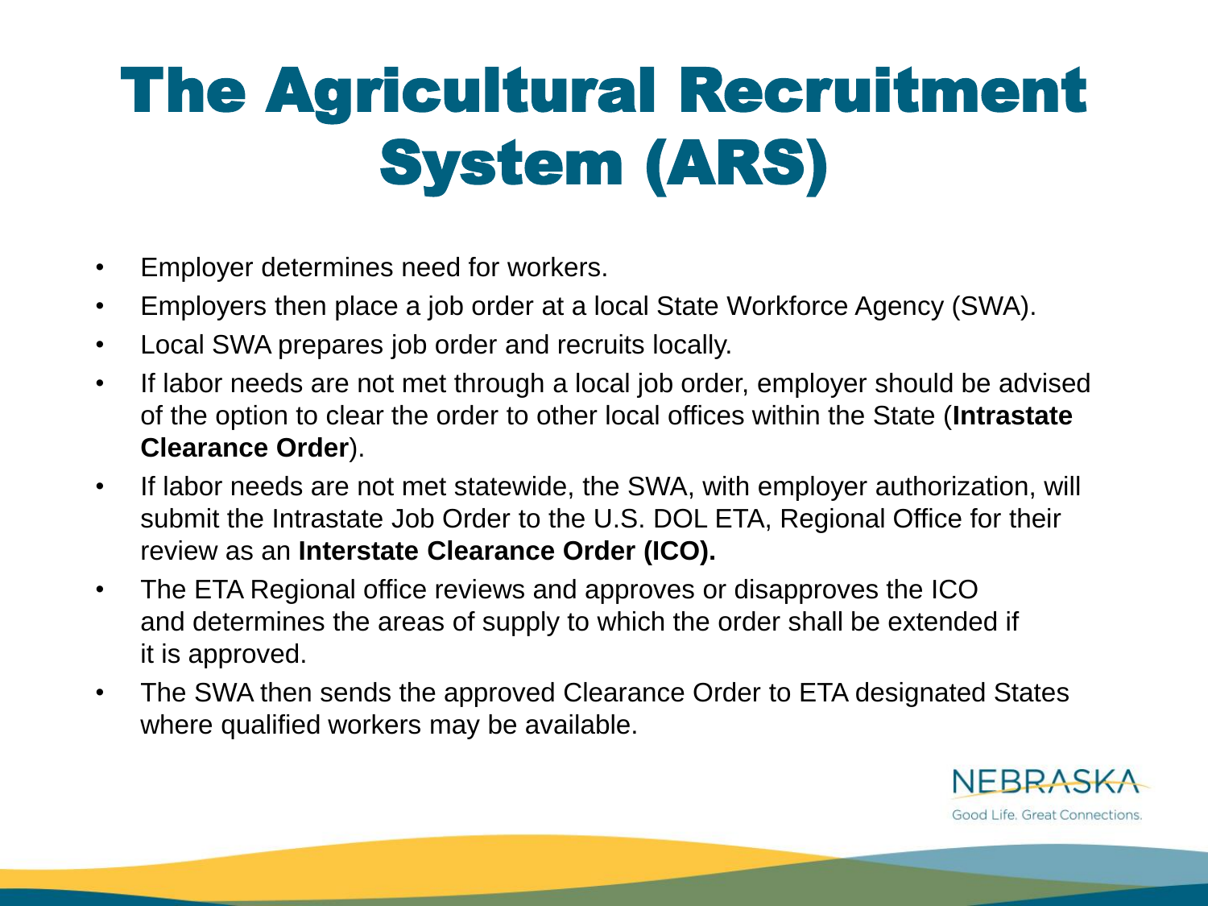# The Agricultural Recruitment System (ARS)

- Employer determines need for workers.
- Employers then place a job order at a local State Workforce Agency (SWA).
- Local SWA prepares job order and recruits locally.
- If labor needs are not met through a local job order, employer should be advised of the option to clear the order to other local offices within the State (**Intrastate Clearance Order**).
- If labor needs are not met statewide, the SWA, with employer authorization, will submit the Intrastate Job Order to the U.S. DOL ETA, Regional Office for their review as an **Interstate Clearance Order (ICO).**
- The ETA Regional office reviews and approves or disapproves the ICO and determines the areas of supply to which the order shall be extended if it is approved.
- The SWA then sends the approved Clearance Order to ETA designated States where qualified workers may be available.

NEBRASKA
Good Life. Great Connections.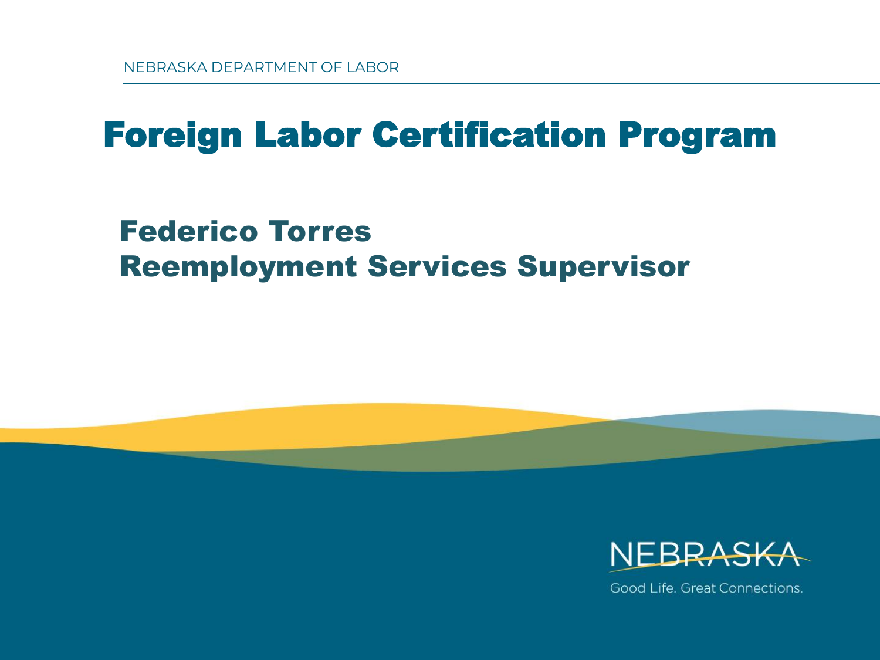NEBRASKA DEPARTMENT OF LABOR

# Foreign Labor Certification Program

## Federico Torres
## Reemployment Services Supervisor

NEBRASKA

Good Life. Great Connections.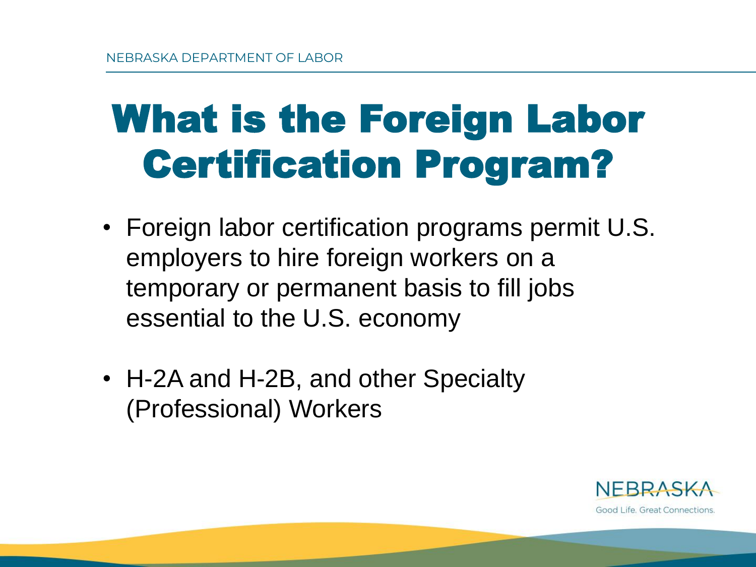# What is the Foreign Labor Certification Program?

- Foreign labor certification programs permit U.S. employers to hire foreign workers on a temporary or permanent basis to fill jobs essential to the U.S. economy
- H-2A and H-2B, and other Specialty (Professional) Workers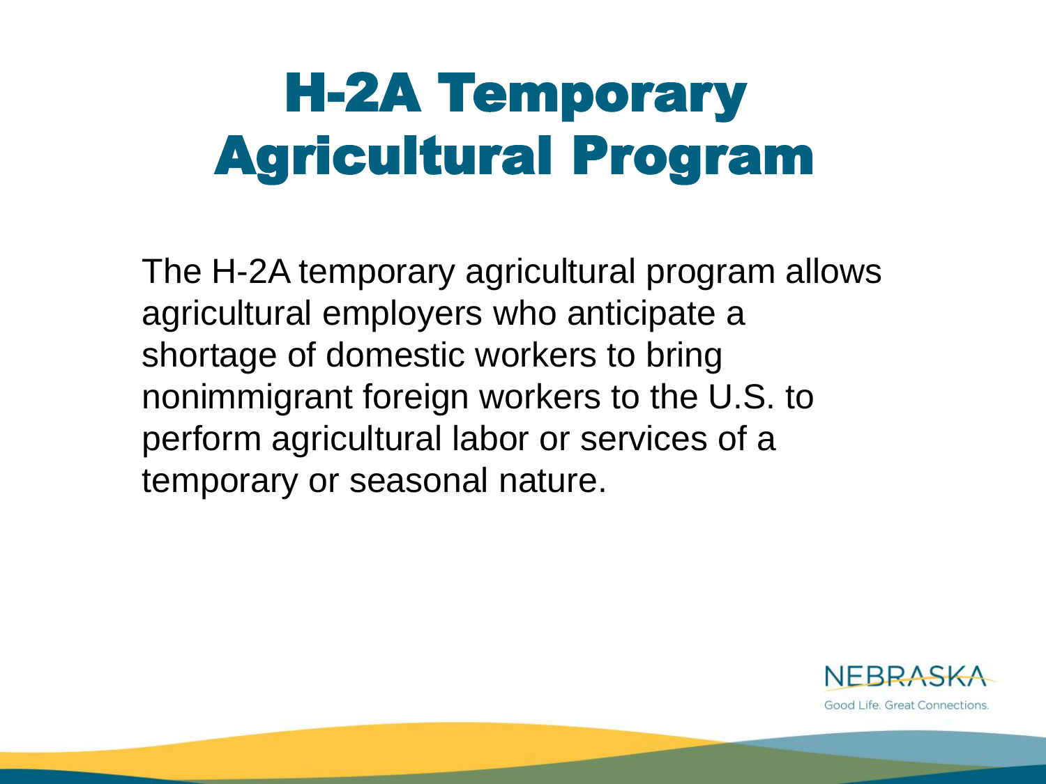# H-2A Temporary Agricultural Program

The H-2A temporary agricultural program allows agricultural employers who anticipate a shortage of domestic workers to bring nonimmigrant foreign workers to the U.S. to perform agricultural labor or services of a temporary or seasonal nature.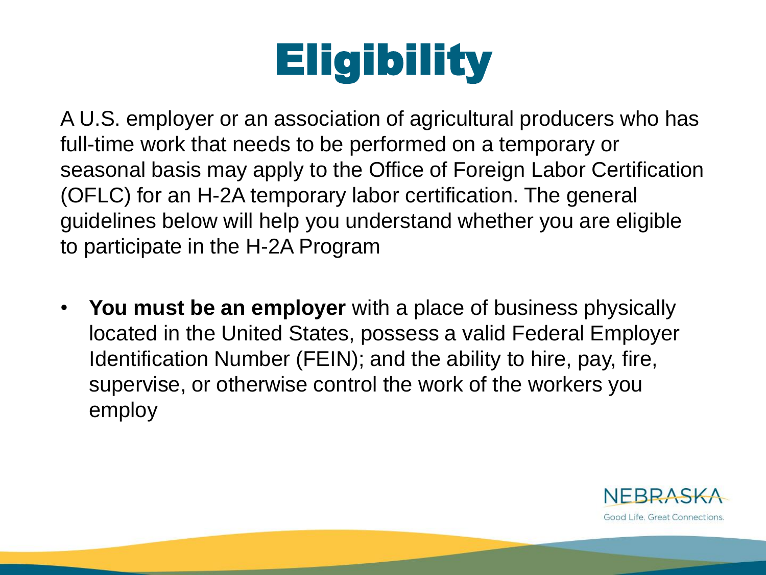# Eligibility

A U.S. employer or an association of agricultural producers who has full-time work that needs to be performed on a temporary or seasonal basis may apply to the Office of Foreign Labor Certification (OFLC) for an H-2A temporary labor certification. The general guidelines below will help you understand whether you are eligible to participate in the H-2A Program

- **You must be an employer** with a place of business physically located in the United States, possess a valid Federal Employer Identification Number (FEIN); and the ability to hire, pay, fire, supervise, or otherwise control the work of the workers you employ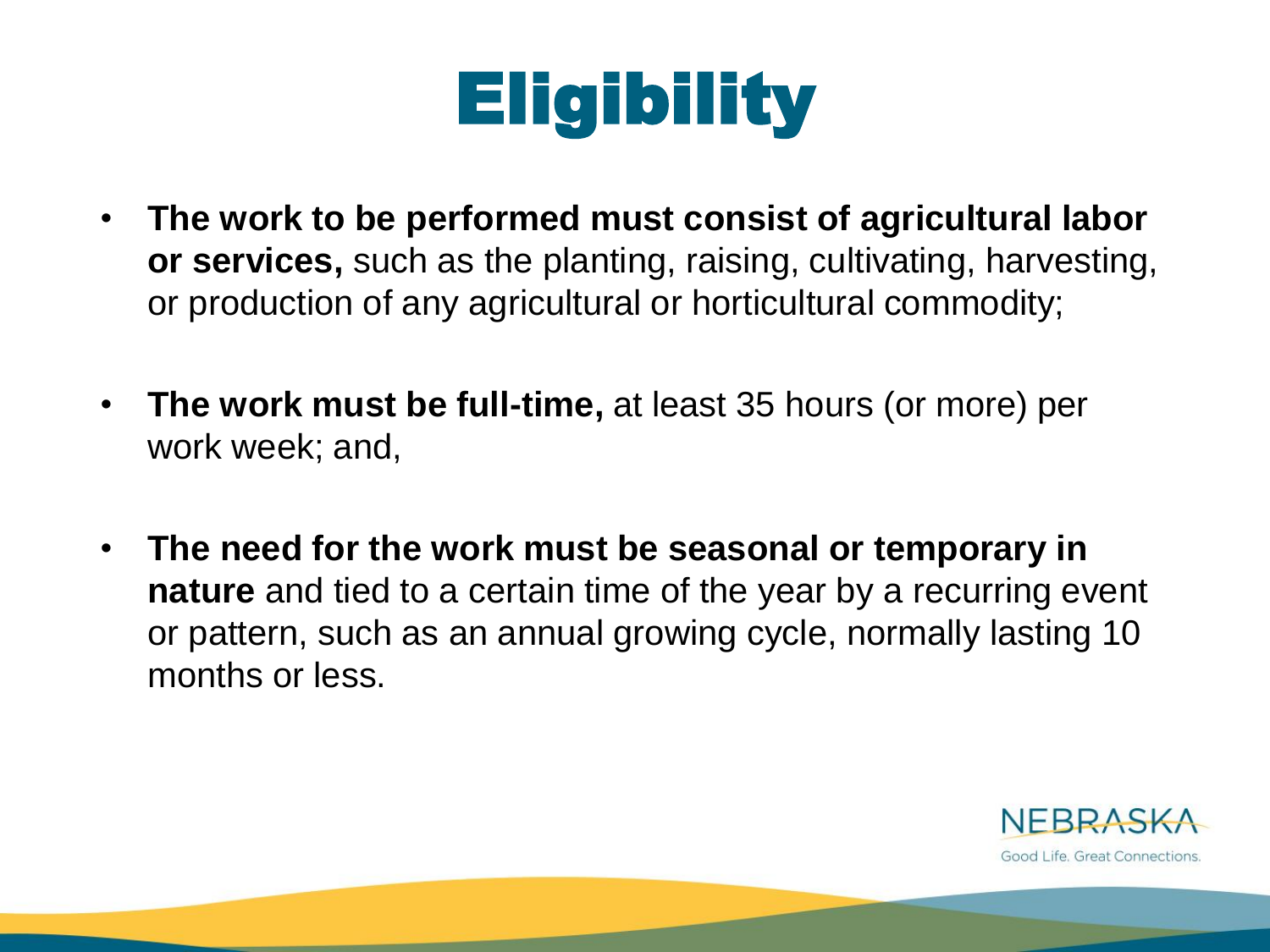# Eligibility

- **The work to be performed must consist of agricultural labor or services,** such as the planting, raising, cultivating, harvesting, or production of any agricultural or horticultural commodity;

- **The work must be full-time,** at least 35 hours (or more) per work week; and,

- **The need for the work must be seasonal or temporary in nature** and tied to a certain time of the year by a recurring event or pattern, such as an annual growing cycle, normally lasting 10 months or less.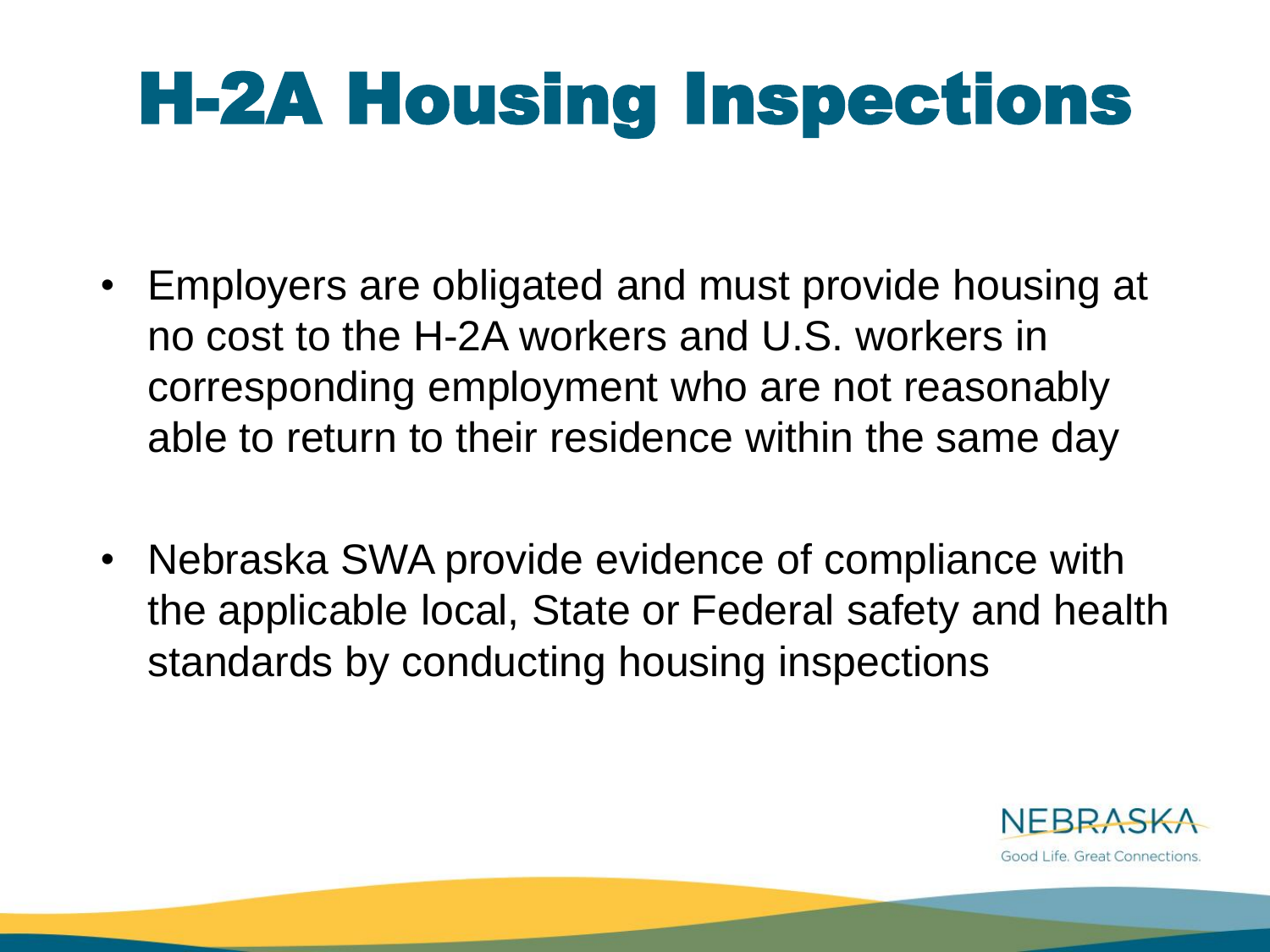# H-2A Housing Inspections

- Employers are obligated and must provide housing at no cost to the H-2A workers and U.S. workers in corresponding employment who are not reasonably able to return to their residence within the same day
- Nebraska SWA provide evidence of compliance with the applicable local, State or Federal safety and health standards by conducting housing inspections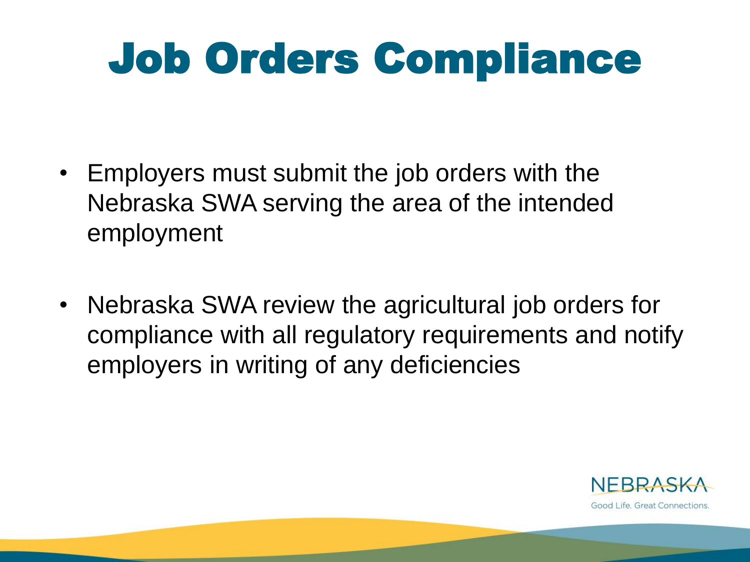# Job Orders Compliance

- Employers must submit the job orders with the Nebraska SWA serving the area of the intended employment
- Nebraska SWA review the agricultural job orders for compliance with all regulatory requirements and notify employers in writing of any deficiencies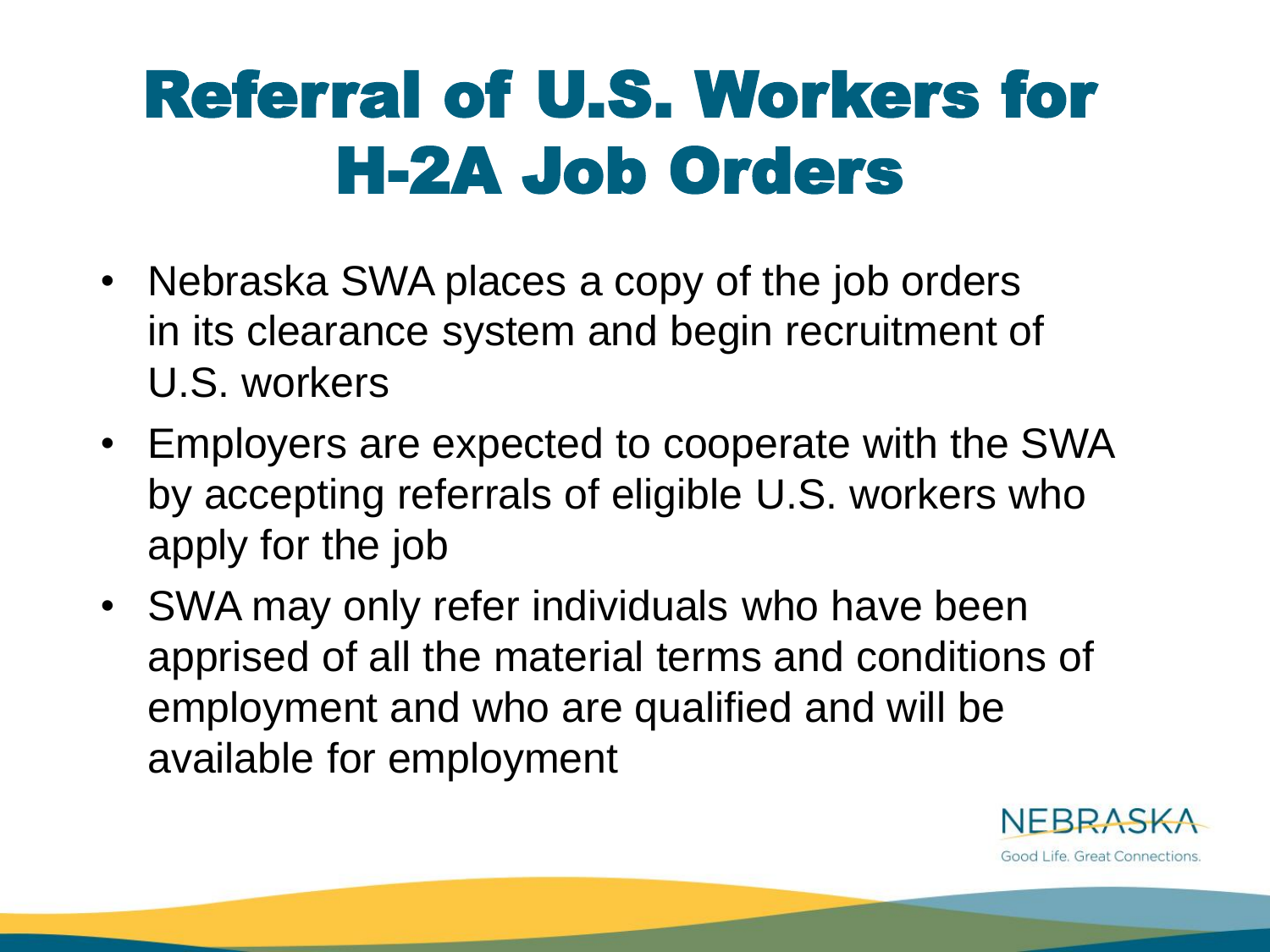# Referral of U.S. Workers for H-2A Job Orders

- Nebraska SWA places a copy of the job orders in its clearance system and begin recruitment of U.S. workers
- Employers are expected to cooperate with the SWA by accepting referrals of eligible U.S. workers who apply for the job
- SWA may only refer individuals who have been apprised of all the material terms and conditions of employment and who are qualified and will be available for employment

NEBRASKA
Good Life. Great Connections.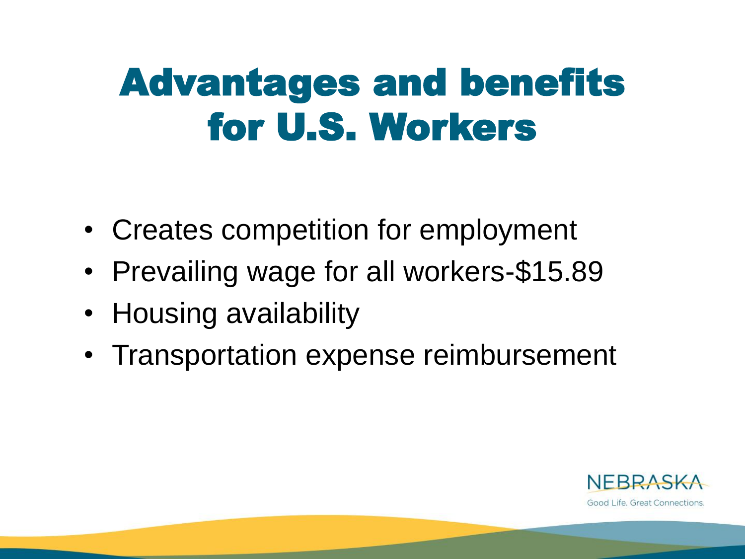# Advantages and benefits for U.S. Workers

- Creates competition for employment
- Prevailing wage for all workers-$15.89
- Housing availability
- Transportation expense reimbursement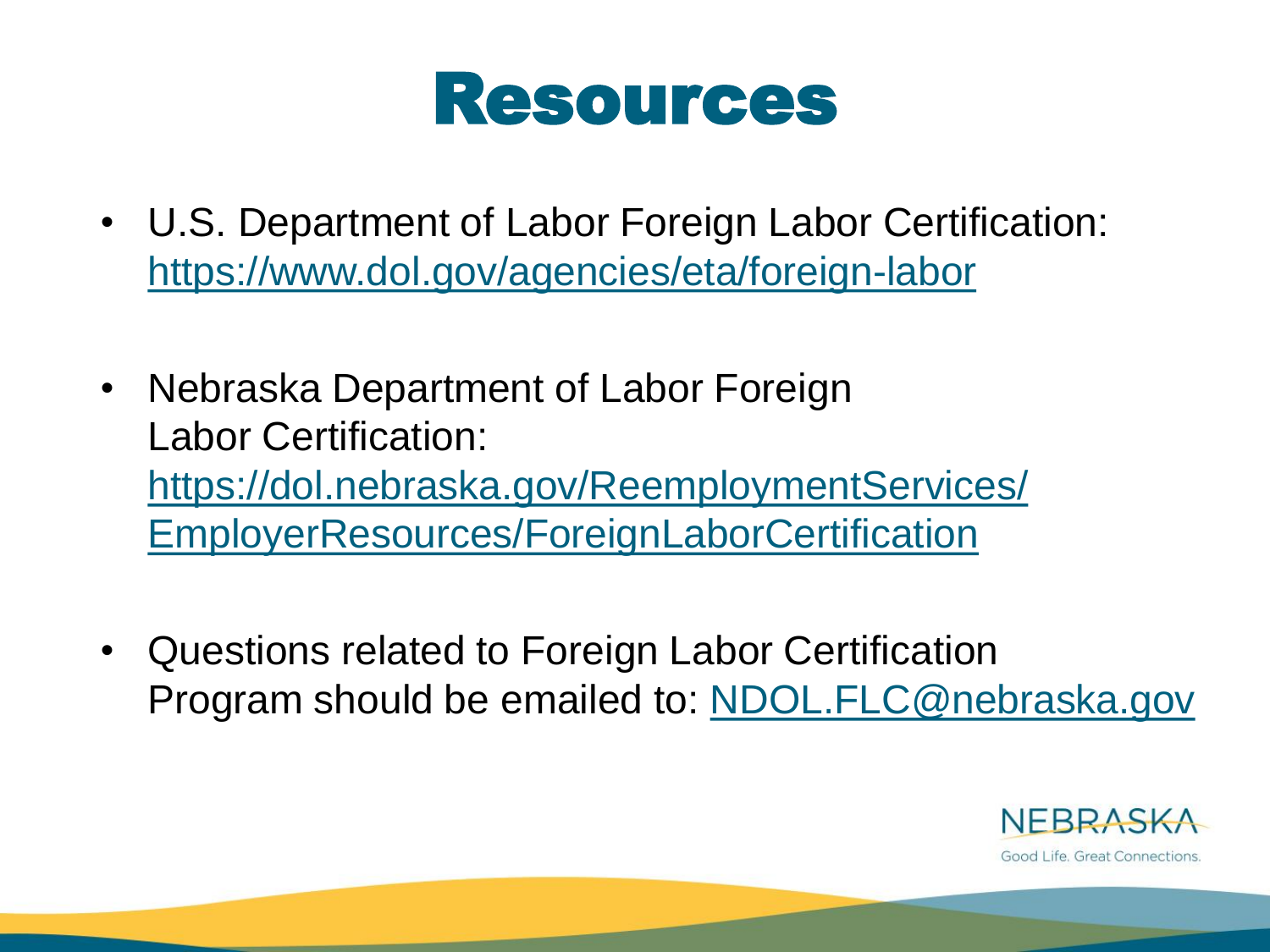# Resources

- U.S. Department of Labor Foreign Labor Certification: https://www.dol.gov/agencies/eta/foreign-labor
- Nebraska Department of Labor Foreign Labor Certification: https://dol.nebraska.gov/ReemploymentServices/EmployerResources/ForeignLaborCertification
- Questions related to Foreign Labor Certification Program should be emailed to: NDOL.FLC@nebraska.gov

NEBRASKA
Good Life. Great Connections.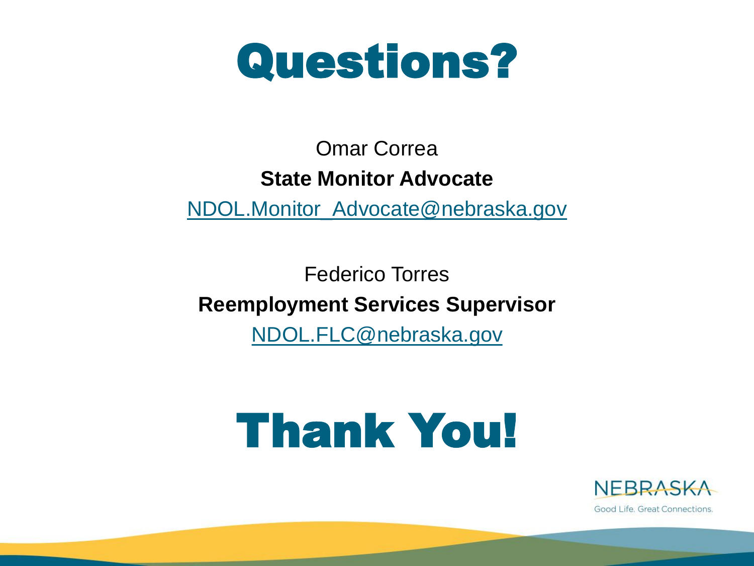# Questions?

Omar Correa

**State Monitor Advocate**

NDOL.Monitor_Advocate@nebraska.gov

Federico Torres

**Reemployment Services Supervisor**

NDOL.FLC@nebraska.gov

# Thank You!

NEBRASKA

Good Life. Great Connections.